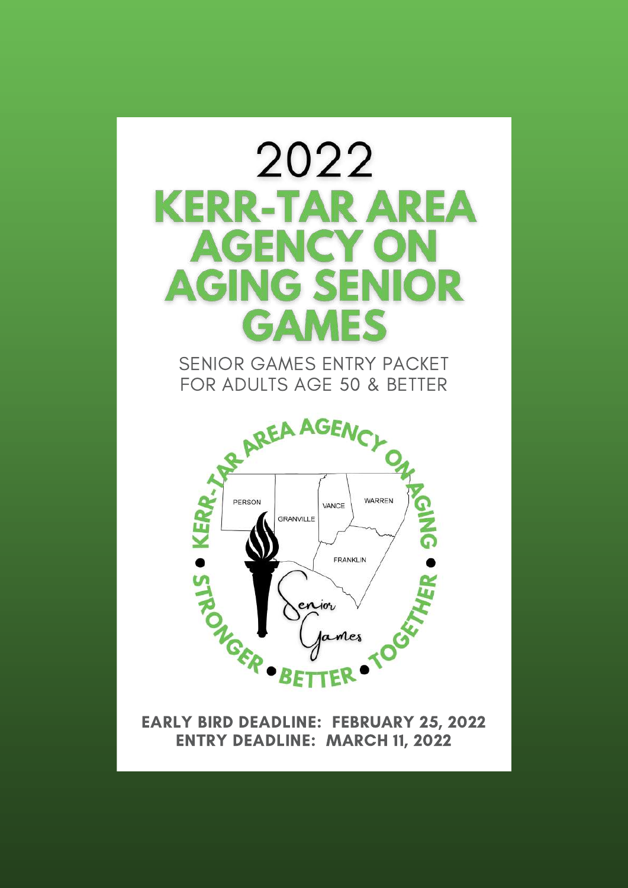# 2022

# KERR-TAR AREA AGENCY ON AGING SENIOR GAMES

SENIOR GAMES ENTRY PACKET
FOR ADULTS AGE 50 & BETTER

**EARLY BIRD DEADLINE: FEBRUARY 25, 2022**
**ENTRY DEADLINE: MARCH 11, 2022**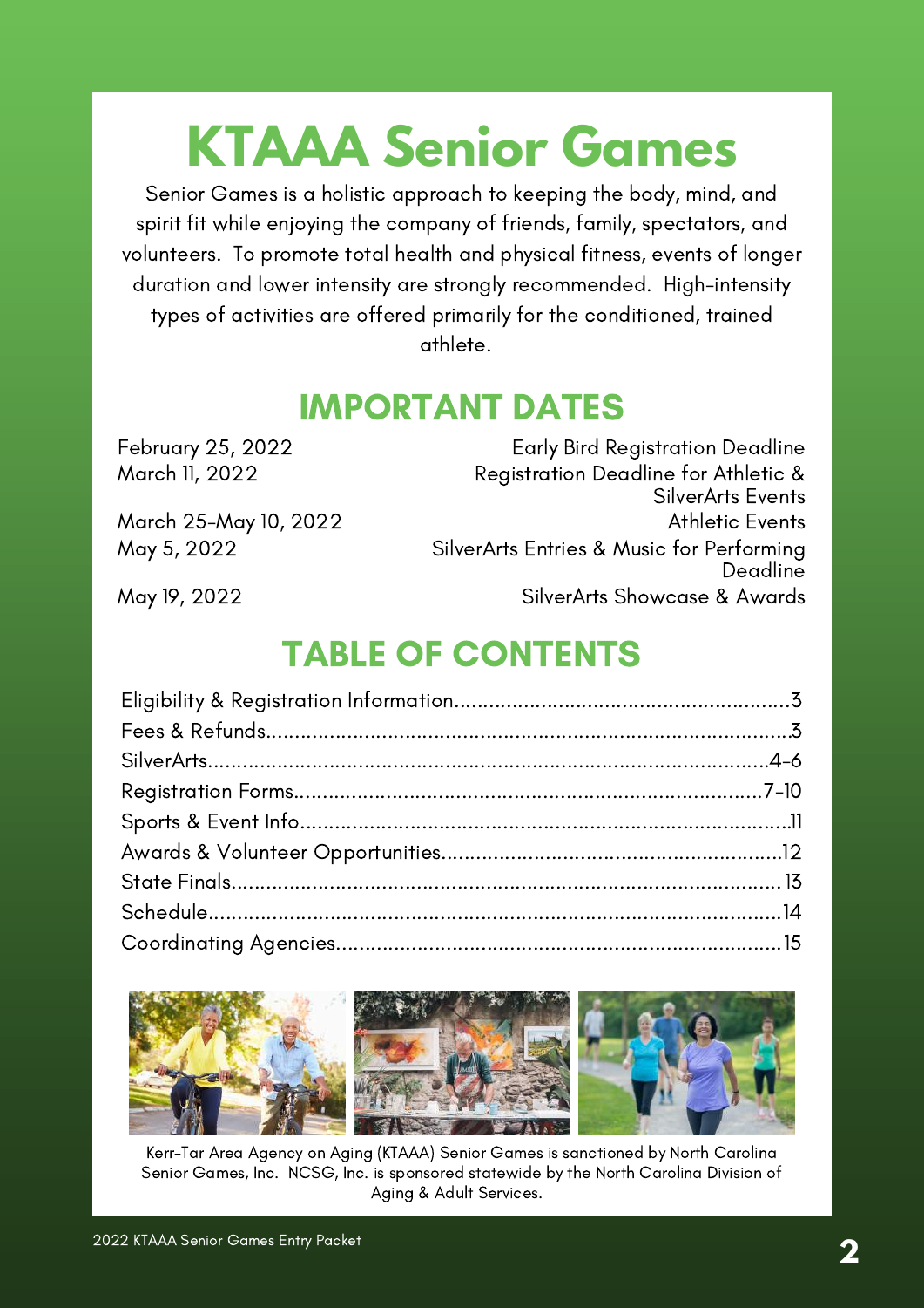# KTAAA Senior Games

Senior Games is a holistic approach to keeping the body, mind, and spirit fit while enjoying the company of friends, family, spectators, and volunteers. To promote total health and physical fitness, events of longer duration and lower intensity are strongly recommended. High-intensity types of activities are offered primarily for the conditioned, trained athlete.

## IMPORTANT DATES

| Date | Event |
|---|---|
| February 25, 2022 | Early Bird Registration Deadline |
| March 11, 2022 | Registration Deadline for Athletic & SilverArts Events |
| March 25-May 10, 2022 | Athletic Events |
| May 5, 2022 | SilverArts Entries & Music for Performing Deadline |
| May 19, 2022 | SilverArts Showcase & Awards |

## TABLE OF CONTENTS

- Eligibility & Registration Information....3
- Fees & Refunds....3
- SilverArts....4-6
- Registration Forms....7-10
- Sports & Event Info....11
- Awards & Volunteer Opportunities....12
- State Finals....13
- Schedule....14
- Coordinating Agencies....15

Kerr-Tar Area Agency on Aging (KTAAA) Senior Games is sanctioned by North Carolina Senior Games, Inc. NCSG, Inc. is sponsored statewide by the North Carolina Division of Aging & Adult Services.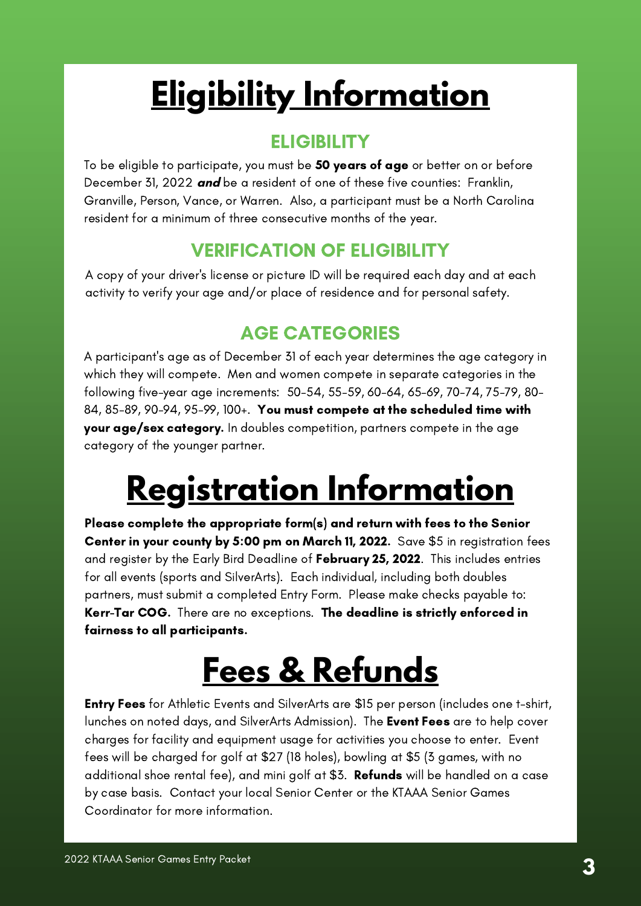# Eligibility Information

## ELIGIBILITY

To be eligible to participate, you must be **50 years of age** or better on or before December 31, 2022 ***and*** be a resident of one of these five counties: Franklin, Granville, Person, Vance, or Warren. Also, a participant must be a North Carolina resident for a minimum of three consecutive months of the year.

## VERIFICATION OF ELIGIBILITY

A copy of your driver's license or picture ID will be required each day and at each activity to verify your age and/or place of residence and for personal safety.

## AGE CATEGORIES

A participant's age as of December 31 of each year determines the age category in which they will compete. Men and women compete in separate categories in the following five-year age increments: 50-54, 55-59, 60-64, 65-69, 70-74, 75-79, 80-84, 85-89, 90-94, 95-99, 100+. **You must compete at the scheduled time with your age/sex category.** In doubles competition, partners compete in the age category of the younger partner.

# Registration Information

**Please complete the appropriate form(s) and return with fees to the Senior Center in your county by 5:00 pm on March 11, 2022.** Save $5 in registration fees and register by the Early Bird Deadline of **February 25, 2022**. This includes entries for all events (sports and SilverArts). Each individual, including both doubles partners, must submit a completed Entry Form. Please make checks payable to: **Kerr-Tar COG.** There are no exceptions. **The deadline is strictly enforced in fairness to all participants.**

# Fees & Refunds

**Entry Fees** for Athletic Events and SilverArts are $15 per person (includes one t-shirt, lunches on noted days, and SilverArts Admission). The **Event Fees** are to help cover charges for facility and equipment usage for activities you choose to enter. Event fees will be charged for golf at $27 (18 holes), bowling at $5 (3 games, with no additional shoe rental fee), and mini golf at $3. **Refunds** will be handled on a case by case basis. Contact your local Senior Center or the KTAAA Senior Games Coordinator for more information.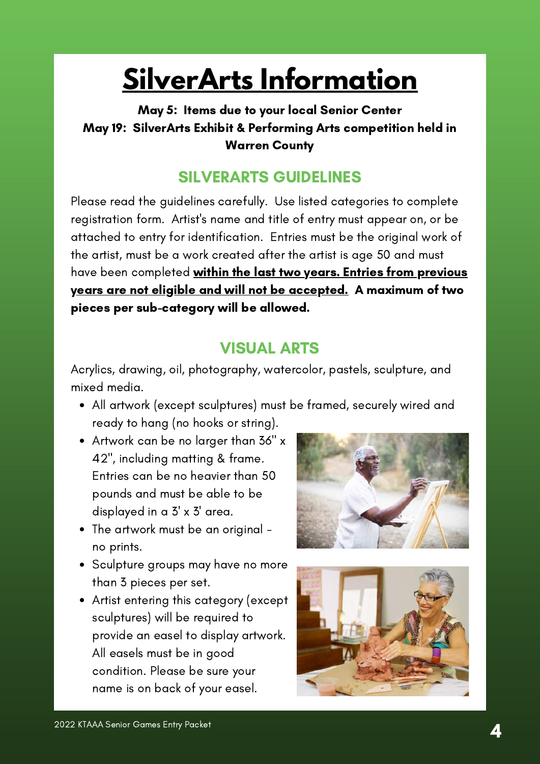# SilverArts Information

**May 5: Items due to your local Senior Center**
**May 19: SilverArts Exhibit & Performing Arts competition held in Warren County**

## SILVERARTS GUIDELINES

Please read the guidelines carefully. Use listed categories to complete registration form. Artist's name and title of entry must appear on, or be attached to entry for identification. Entries must be the original work of the artist, must be a work created after the artist is age 50 and must have been completed **within the last two years. Entries from previous years are not eligible and will not be accepted.** **A maximum of two pieces per sub-category will be allowed.**

## VISUAL ARTS

Acrylics, drawing, oil, photography, watercolor, pastels, sculpture, and mixed media.

- All artwork (except sculptures) must be framed, securely wired and ready to hang (no hooks or string).
- Artwork can be no larger than 36" x 42", including matting & frame. Entries can be no heavier than 50 pounds and must be able to be displayed in a 3' x 3' area.
- The artwork must be an original - no prints.
- Sculpture groups may have no more than 3 pieces per set.
- Artist entering this category (except sculptures) will be required to provide an easel to display artwork. All easels must be in good condition. Please be sure your name is on back of your easel.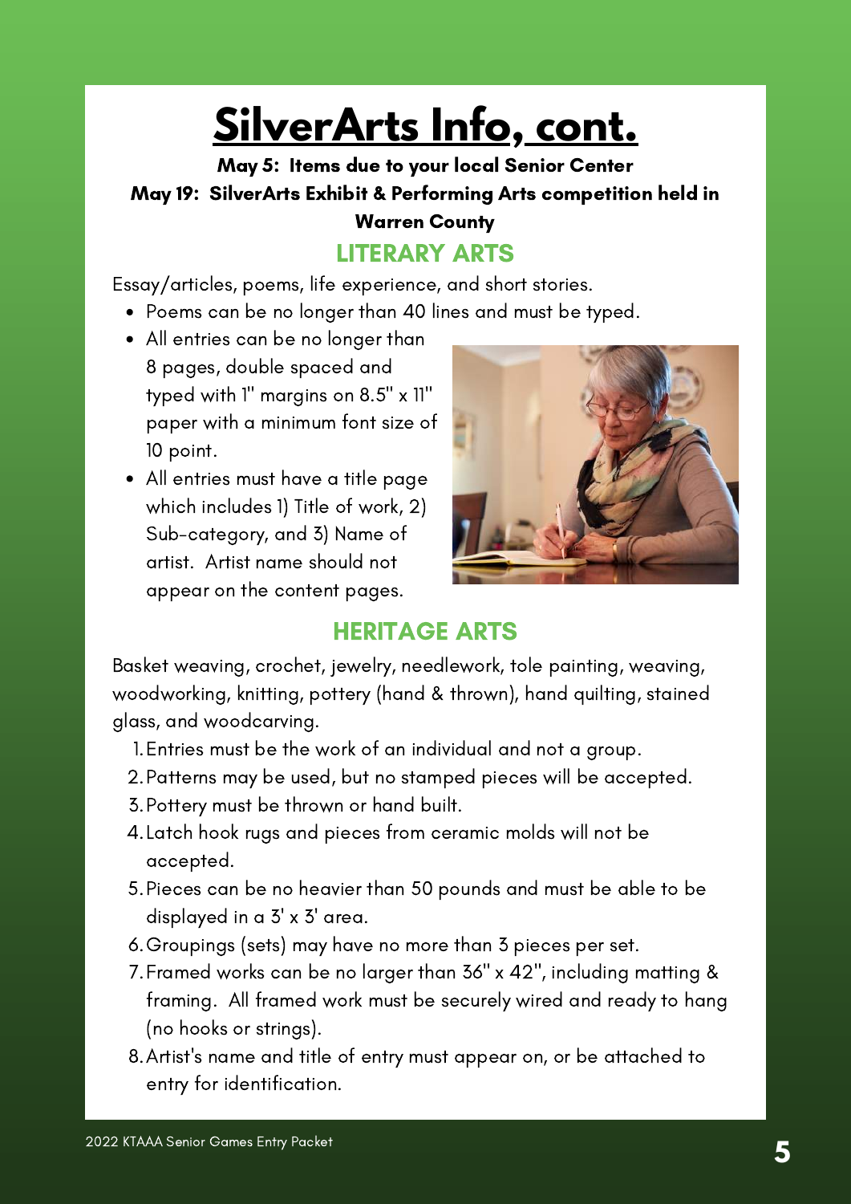# SilverArts Info, cont.

**May 5: Items due to your local Senior Center**

**May 19: SilverArts Exhibit & Performing Arts competition held in Warren County**

## LITERARY ARTS

Essay/articles, poems, life experience, and short stories.

- Poems can be no longer than 40 lines and must be typed.
- All entries can be no longer than 8 pages, double spaced and typed with 1" margins on 8.5" x 11" paper with a minimum font size of 10 point.
- All entries must have a title page which includes 1) Title of work, 2) Sub-category, and 3) Name of artist. Artist name should not appear on the content pages.

## HERITAGE ARTS

Basket weaving, crochet, jewelry, needlework, tole painting, weaving, woodworking, knitting, pottery (hand & thrown), hand quilting, stained glass, and woodcarving.

1. Entries must be the work of an individual and not a group.
2. Patterns may be used, but no stamped pieces will be accepted.
3. Pottery must be thrown or hand built.
4. Latch hook rugs and pieces from ceramic molds will not be accepted.
5. Pieces can be no heavier than 50 pounds and must be able to be displayed in a 3' x 3' area.
6. Groupings (sets) may have no more than 3 pieces per set.
7. Framed works can be no larger than 36" x 42", including matting & framing. All framed work must be securely wired and ready to hang (no hooks or strings).
8. Artist's name and title of entry must appear on, or be attached to entry for identification.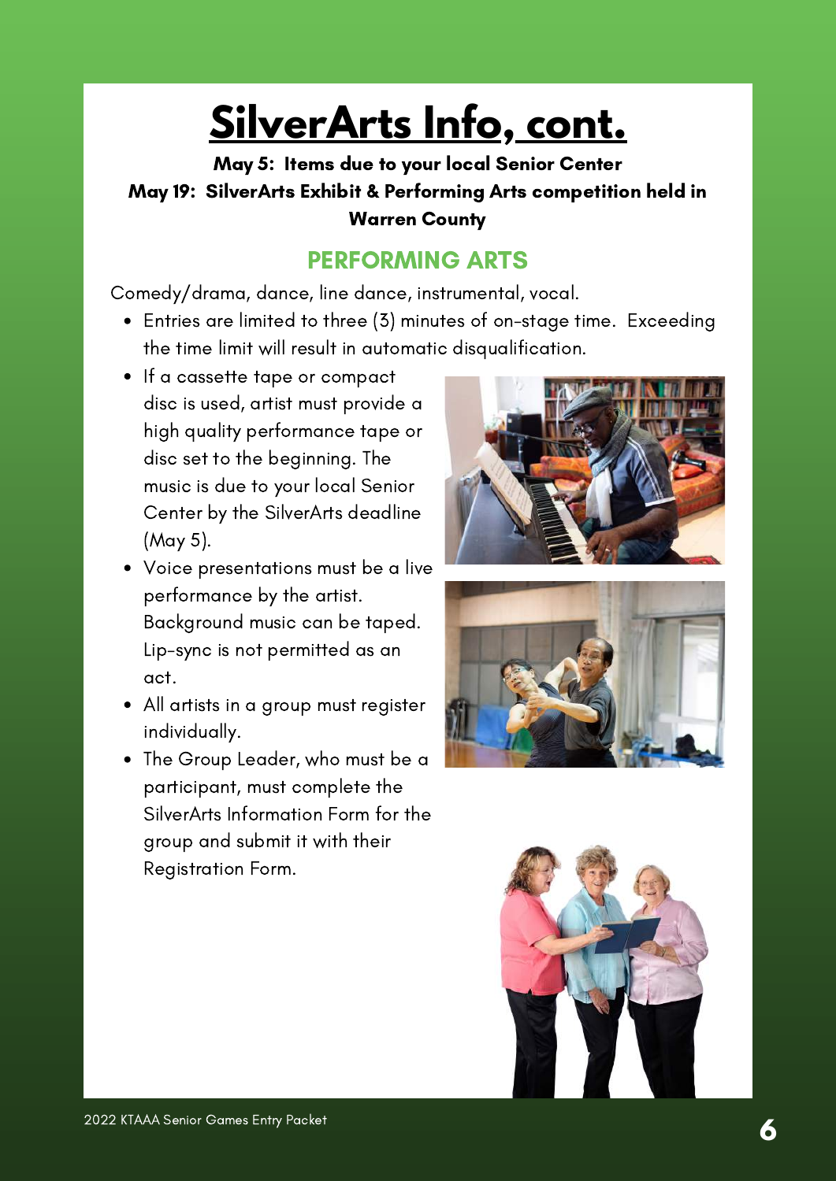# SilverArts Info, cont.

**May 5: Items due to your local Senior Center**

**May 19: SilverArts Exhibit & Performing Arts competition held in Warren County**

## PERFORMING ARTS

Comedy/drama, dance, line dance, instrumental, vocal.

- Entries are limited to three (3) minutes of on-stage time. Exceeding the time limit will result in automatic disqualification.
- If a cassette tape or compact disc is used, artist must provide a high quality performance tape or disc set to the beginning. The music is due to your local Senior Center by the SilverArts deadline (May 5).
- Voice presentations must be a live performance by the artist. Background music can be taped. Lip-sync is not permitted as an act.
- All artists in a group must register individually.
- The Group Leader, who must be a participant, must complete the SilverArts Information Form for the group and submit it with their Registration Form.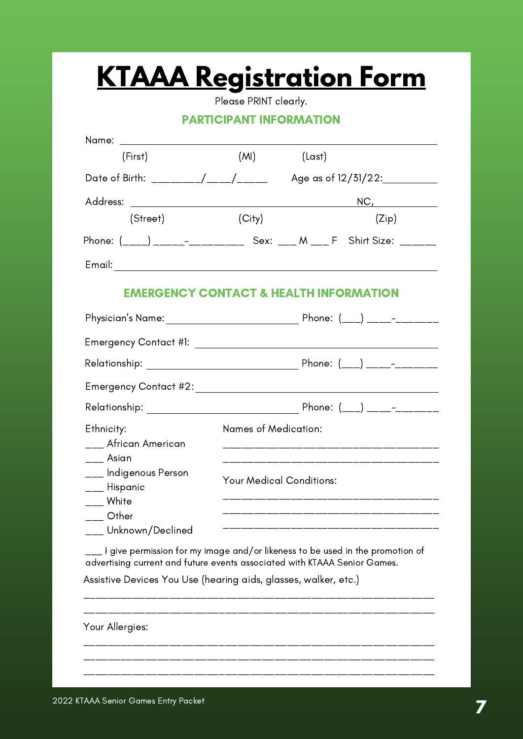# KTAAA Registration Form

Please PRINT clearly.

## PARTICIPANT INFORMATION

Name: ______________________________________________
(First) (MI) (Last)

Date of Birth: ________/____/_____ Age as of 12/31/22:__________

Address: __________________________________________ NC, ____________
(Street) (City) (Zip)

Phone: (____) _____-_________ Sex: ___ M ___ F Shirt Size: ______

Email: ______________________________________________

## EMERGENCY CONTACT & HEALTH INFORMATION

Physician's Name: _________________________ Phone: (___) ____-_______

Emergency Contact #1: ______________________________________

Relationship: ____________________________ Phone: (___) ____-_______

Emergency Contact #2: ______________________________________

Relationship: ____________________________ Phone: (___) ____-_______

Ethnicity:

___ African American
___ Asian
___ Indigenous Person
___ Hispanic
___ White
___ Other
___ Unknown/Declined

Names of Medication:

_________________________________________
_________________________________________

Your Medical Conditions:

_________________________________________
_________________________________________
_________________________________________

___ I give permission for my image and/or likeness to be used in the promotion of advertising current and future events associated with KTAAA Senior Games.

Assistive Devices You Use (hearing aids, glasses, walker, etc.)

_________________________________________________________
_________________________________________________________

Your Allergies:

_________________________________________________________
_________________________________________________________
_________________________________________________________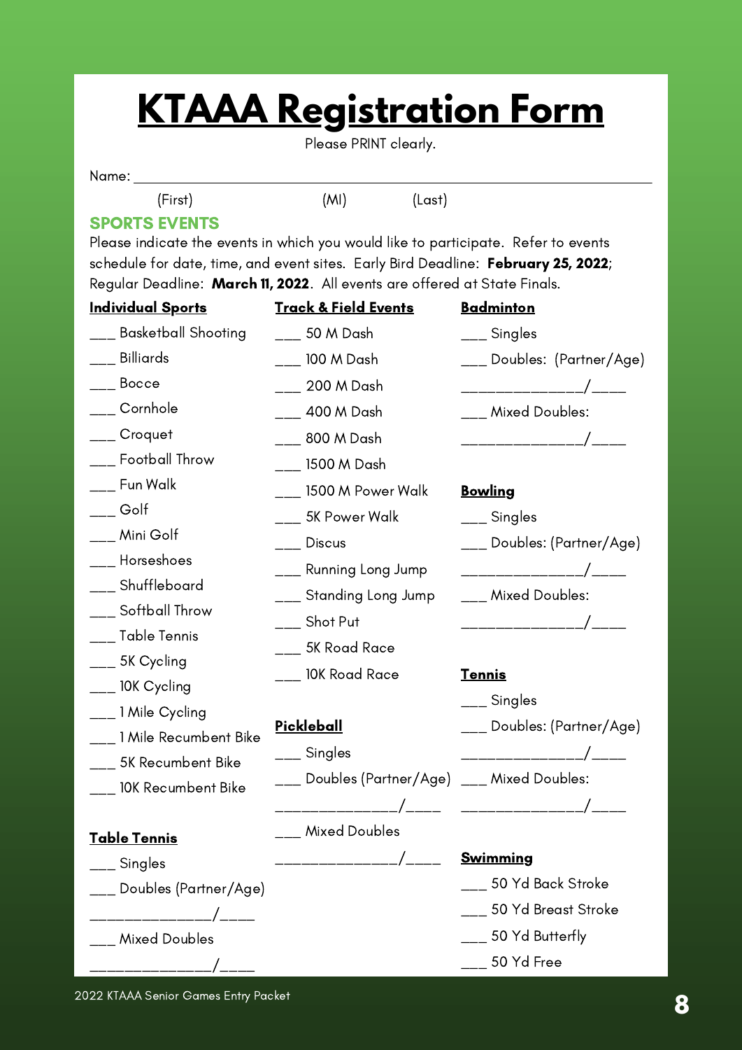# KTAAA Registration Form

Please PRINT clearly.

Name: ________________________________________________

(First) (MI) (Last)

## SPORTS EVENTS

Please indicate the events in which you would like to participate. Refer to events schedule for date, time, and event sites. Early Bird Deadline: **February 25, 2022**; Regular Deadline: **March 11, 2022**. All events are offered at State Finals.

### Individual Sports

___ Basketball Shooting
___ Billiards
___ Bocce
___ Cornhole
___ Croquet
___ Football Throw
___ Fun Walk
___ Golf
___ Mini Golf
___ Horseshoes
___ Shuffleboard
___ Softball Throw
___ Table Tennis
___ 5K Cycling
___ 10K Cycling
___ 1 Mile Cycling
___ 1 Mile Recumbent Bike
___ 5K Recumbent Bike
___ 10K Recumbent Bike

### Table Tennis

___ Singles
___ Doubles (Partner/Age)
______________/____
___ Mixed Doubles
______________/____

### Track & Field Events

___ 50 M Dash
___ 100 M Dash
___ 200 M Dash
___ 400 M Dash
___ 800 M Dash
___ 1500 M Dash
___ 1500 M Power Walk
___ 5K Power Walk
___ Discus
___ Running Long Jump
___ Standing Long Jump
___ Shot Put
___ 5K Road Race
___ 10K Road Race

### Pickleball

___ Singles
___ Doubles (Partner/Age)
______________/____
___ Mixed Doubles
______________/____

### Badminton

___ Singles
___ Doubles: (Partner/Age)
______________/____
___ Mixed Doubles:
______________/____

### Bowling

___ Singles
___ Doubles: (Partner/Age)
______________/____
___ Mixed Doubles:
______________/____

### Tennis

___ Singles
___ Doubles: (Partner/Age)
______________/____
___ Mixed Doubles:
______________/____

### Swimming

___ 50 Yd Back Stroke
___ 50 Yd Breast Stroke
___ 50 Yd Butterfly
___ 50 Yd Free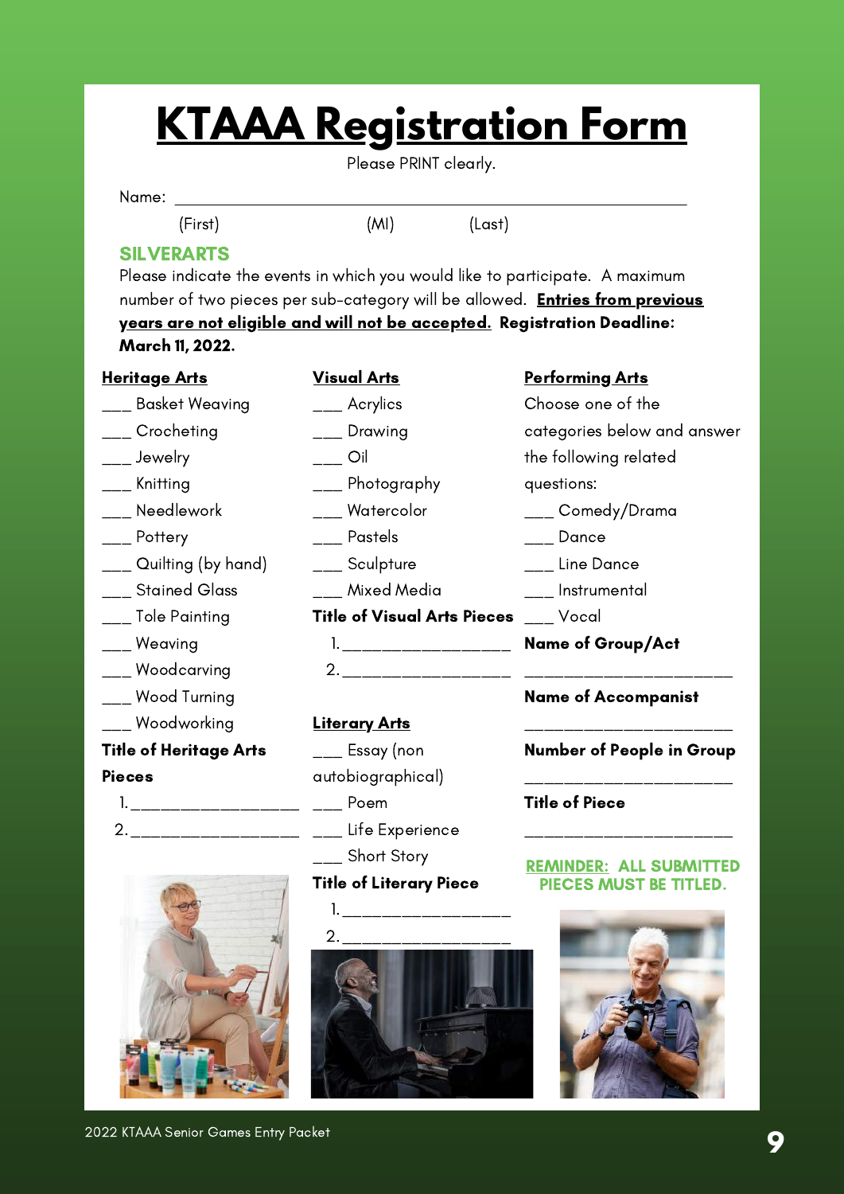# KTAAA Registration Form

Please PRINT clearly.

Name: ______________________________________________

(First) (MI) (Last)

## SILVERARTS

Please indicate the events in which you would like to participate. A maximum number of two pieces per sub-category will be allowed. **Entries from previous years are not eligible and will not be accepted.** **Registration Deadline: March 11, 2022.**

### Heritage Arts

___ Basket Weaving
___ Crocheting
___ Jewelry
___ Knitting
___ Needlework
___ Pottery
___ Quilting (by hand)
___ Stained Glass
___ Tole Painting
___ Weaving
___ Woodcarving
___ Wood Turning
___ Woodworking

**Title of Heritage Arts Pieces**

1. ________________
2. ________________

### Visual Arts

___ Acrylics
___ Drawing
___ Oil
___ Photography
___ Watercolor
___ Pastels
___ Sculpture
___ Mixed Media

**Title of Visual Arts Pieces**

1. ________________
2. ________________

### Literary Arts

___ Essay (non autobiographical)
___ Poem
___ Life Experience
___ Short Story

**Title of Literary Piece**

1. ________________
2. ________________

### Performing Arts

Choose one of the categories below and answer the following related questions:

___ Comedy/Drama
___ Dance
___ Line Dance
___ Instrumental
___ Vocal

**Name of Group/Act**

____________________

**Name of Accompanist**

____________________

**Number of People in Group**

____________________

**Title of Piece**

____________________

**REMINDER: ALL SUBMITTED PIECES MUST BE TITLED.**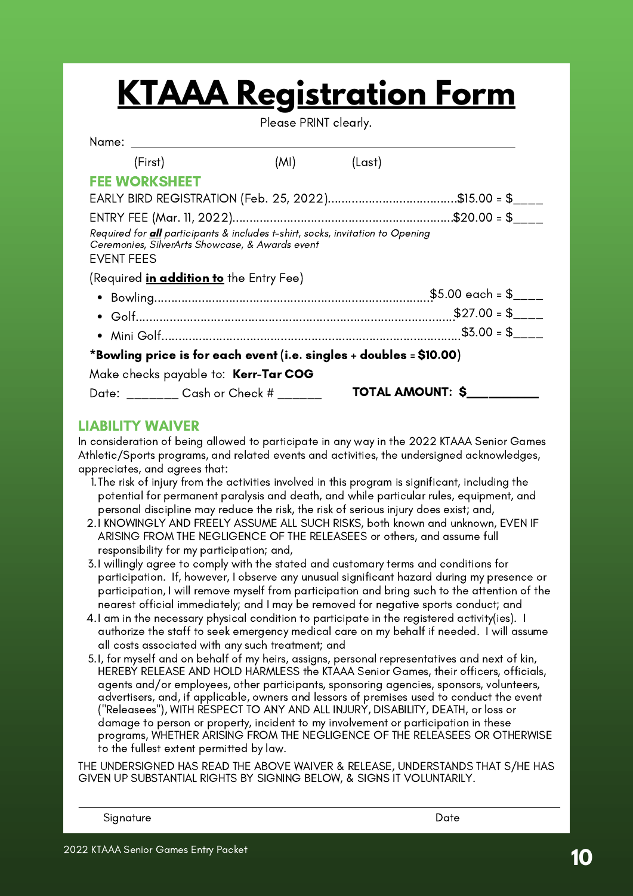# KTAAA Registration Form

Please PRINT clearly.

Name: ____________________________________________

(First) (MI) (Last)

## FEE WORKSHEET

EARLY BIRD REGISTRATION (Feb. 25, 2022)......................................$15.00 = $____

ENTRY FEE (Mar. 11, 2022)..................................................................$20.00 = $____

*Required for **all** participants & includes t-shirt, socks, invitation to Opening Ceremonies, SilverArts Showcase, & Awards event*

EVENT FEES

(Required **in addition to** the Entry Fee)

- Bowling..................................................................................$5.00 each = $____
- Golf..........................................................................................$27.00 = $____
- Mini Golf....................................................................................$3.00 = $____

**\*Bowling price is for each event (i.e. singles + doubles = $10.00)**

Make checks payable to: **Kerr-Tar COG**

Date: _______ Cash or Check # ______ **TOTAL AMOUNT: $__________**

## LIABILITY WAIVER

In consideration of being allowed to participate in any way in the 2022 KTAAA Senior Games Athletic/Sports programs, and related events and activities, the undersigned acknowledges, appreciates, and agrees that:

1. The risk of injury from the activities involved in this program is significant, including the potential for permanent paralysis and death, and while particular rules, equipment, and personal discipline may reduce the risk, the risk of serious injury does exist; and,
2. I KNOWINGLY AND FREELY ASSUME ALL SUCH RISKS, both known and unknown, EVEN IF ARISING FROM THE NEGLIGENCE OF THE RELEASEES or others, and assume full responsibility for my participation; and,
3. I willingly agree to comply with the stated and customary terms and conditions for participation. If, however, I observe any unusual significant hazard during my presence or participation, I will remove myself from participation and bring such to the attention of the nearest official immediately; and I may be removed for negative sports conduct; and
4. I am in the necessary physical condition to participate in the registered activity(ies). I authorize the staff to seek emergency medical care on my behalf if needed. I will assume all costs associated with any such treatment; and
5. I, for myself and on behalf of my heirs, assigns, personal representatives and next of kin, HEREBY RELEASE AND HOLD HARMLESS the KTAAA Senior Games, their officers, officials, agents and/or employees, other participants, sponsoring agencies, sponsors, volunteers, advertisers, and, if applicable, owners and lessors of premises used to conduct the event ("Releasees"), WITH RESPECT TO ANY AND ALL INJURY, DISABILITY, DEATH, or loss or damage to person or property, incident to my involvement or participation in these programs, WHETHER ARISING FROM THE NEGLIGENCE OF THE RELEASEES OR OTHERWISE to the fullest extent permitted by law.

THE UNDERSIGNED HAS READ THE ABOVE WAIVER & RELEASE, UNDERSTANDS THAT S/HE HAS GIVEN UP SUBSTANTIAL RIGHTS BY SIGNING BELOW, & SIGNS IT VOLUNTARILY.

______________________________________________________________

Signature Date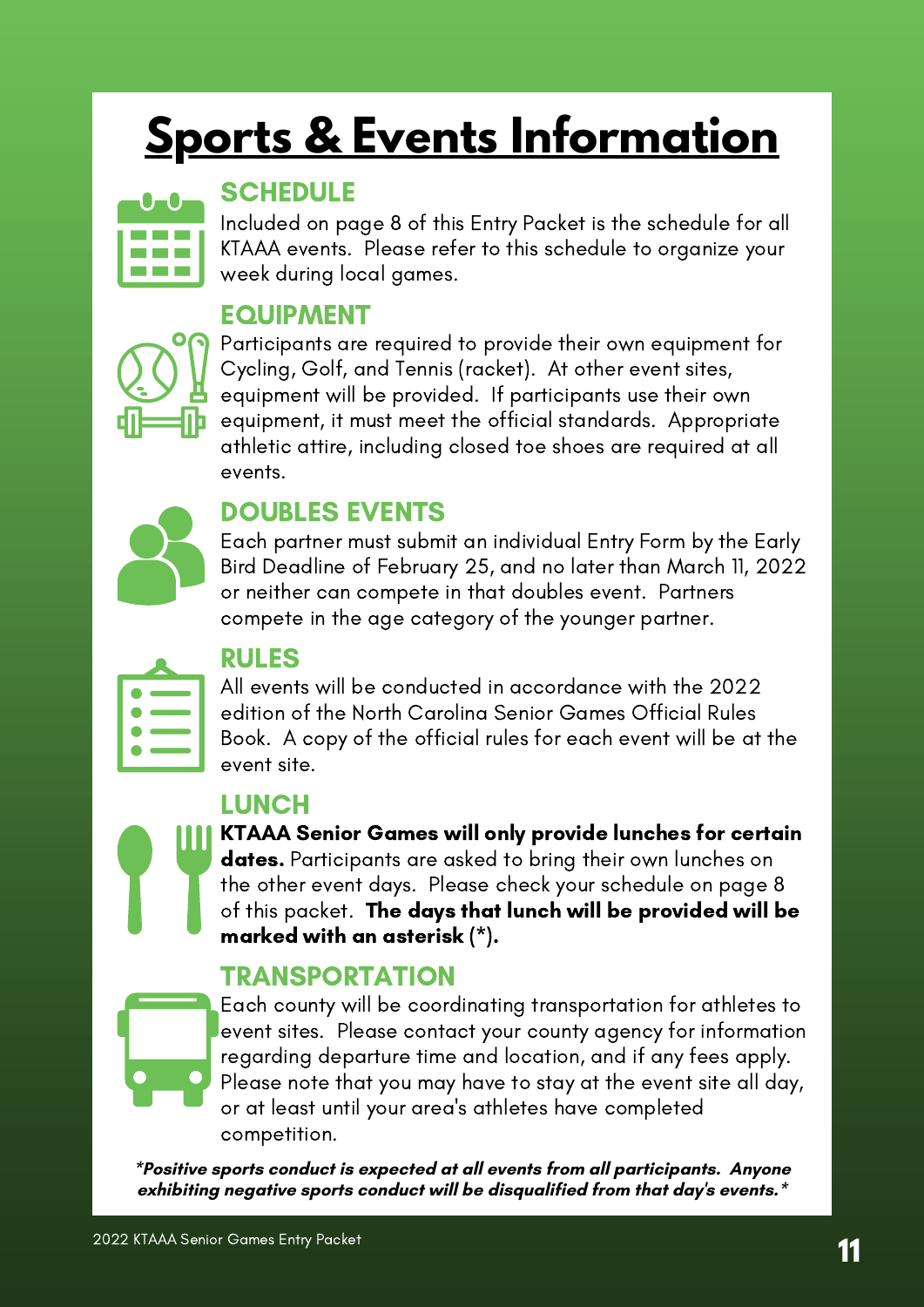# Sports & Events Information

## SCHEDULE

Included on page 8 of this Entry Packet is the schedule for all KTAAA events. Please refer to this schedule to organize your week during local games.

## EQUIPMENT

Participants are required to provide their own equipment for Cycling, Golf, and Tennis (racket). At other event sites, equipment will be provided. If participants use their own equipment, it must meet the official standards. Appropriate athletic attire, including closed toe shoes are required at all events.

## DOUBLES EVENTS

Each partner must submit an individual Entry Form by the Early Bird Deadline of February 25, and no later than March 11, 2022 or neither can compete in that doubles event. Partners compete in the age category of the younger partner.

## RULES

All events will be conducted in accordance with the 2022 edition of the North Carolina Senior Games Official Rules Book. A copy of the official rules for each event will be at the event site.

## LUNCH

**KTAAA Senior Games will only provide lunches for certain dates.** Participants are asked to bring their own lunches on the other event days. Please check your schedule on page 8 of this packet. **The days that lunch will be provided will be marked with an asterisk (*).**

## TRANSPORTATION

Each county will be coordinating transportation for athletes to event sites. Please contact your county agency for information regarding departure time and location, and if any fees apply. Please note that you may have to stay at the event site all day, or at least until your area's athletes have completed competition.

***Positive sports conduct is expected at all events from all participants. Anyone exhibiting negative sports conduct will be disqualified from that day's events.***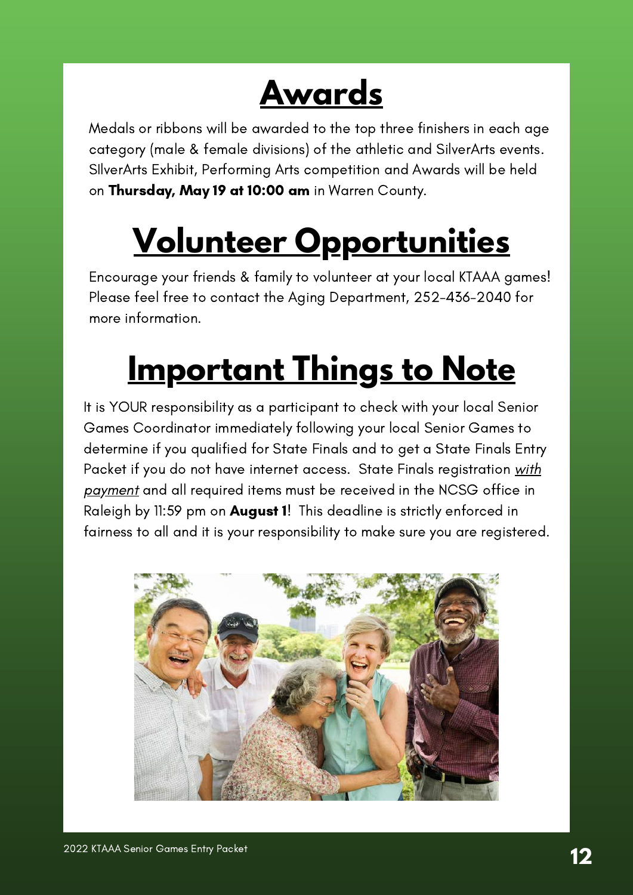# Awards

Medals or ribbons will be awarded to the top three finishers in each age category (male & female divisions) of the athletic and SilverArts events. SIlverArts Exhibit, Performing Arts competition and Awards will be held on **Thursday, May 19 at 10:00 am** in Warren County.

# Volunteer Opportunities

Encourage your friends & family to volunteer at your local KTAAA games! Please feel free to contact the Aging Department, 252-436-2040 for more information.

# Important Things to Note

It is YOUR responsibility as a participant to check with your local Senior Games Coordinator immediately following your local Senior Games to determine if you qualified for State Finals and to get a State Finals Entry Packet if you do not have internet access. State Finals registration *with payment* and all required items must be received in the NCSG office in Raleigh by 11:59 pm on **August 1**! This deadline is strictly enforced in fairness to all and it is your responsibility to make sure you are registered.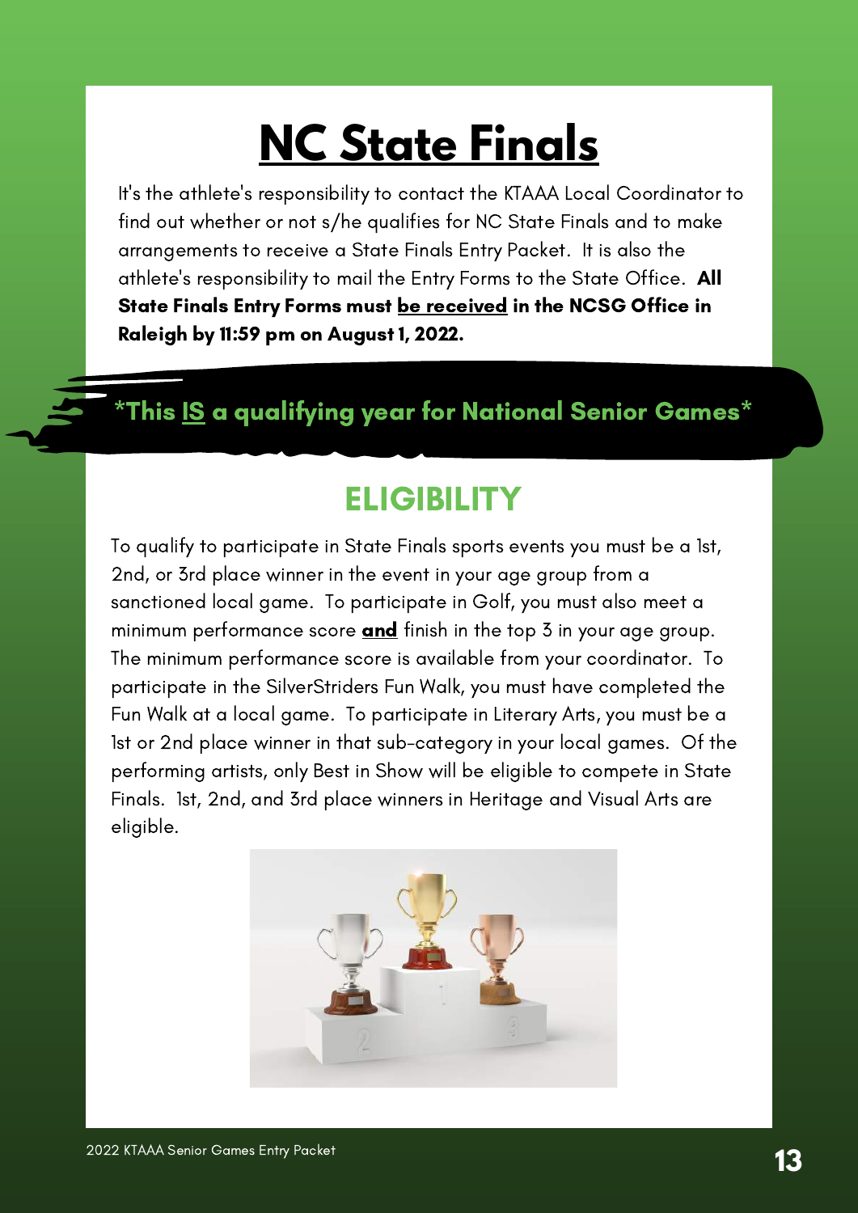# NC State Finals

It's the athlete's responsibility to contact the KTAAA Local Coordinator to find out whether or not s/he qualifies for NC State Finals and to make arrangements to receive a State Finals Entry Packet. It is also the athlete's responsibility to mail the Entry Forms to the State Office. **All State Finals Entry Forms must be received in the NCSG Office in Raleigh by 11:59 pm on August 1, 2022.**

**\*This IS a qualifying year for National Senior Games\***

## ELIGIBILITY

To qualify to participate in State Finals sports events you must be a 1st, 2nd, or 3rd place winner in the event in your age group from a sanctioned local game. To participate in Golf, you must also meet a minimum performance score **and** finish in the top 3 in your age group. The minimum performance score is available from your coordinator. To participate in the SilverStriders Fun Walk, you must have completed the Fun Walk at a local game. To participate in Literary Arts, you must be a 1st or 2nd place winner in that sub-category in your local games. Of the performing artists, only Best in Show will be eligible to compete in State Finals. 1st, 2nd, and 3rd place winners in Heritage and Visual Arts are eligible.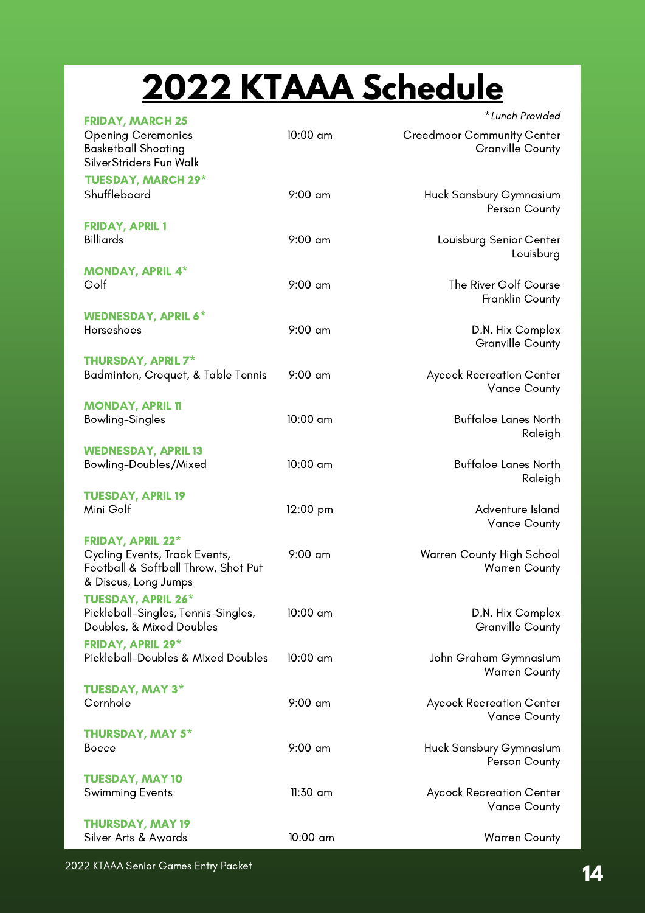# 2022 KTAAA Schedule

*\*Lunch Provided*

| Date / Event | Time | Location |
|---|---|---|
| **FRIDAY, MARCH 25**<br>Opening Ceremonies<br>Basketball Shooting<br>SilverStriders Fun Walk | 10:00 am | Creedmoor Community Center<br>Granville County |
| **TUESDAY, MARCH 29***<br>Shuffleboard | 9:00 am | Huck Sansbury Gymnasium<br>Person County |
| **FRIDAY, APRIL 1**<br>Billiards | 9:00 am | Louisburg Senior Center<br>Louisburg |
| **MONDAY, APRIL 4***<br>Golf | 9:00 am | The River Golf Course<br>Franklin County |
| **WEDNESDAY, APRIL 6***<br>Horseshoes | 9:00 am | D.N. Hix Complex<br>Granville County |
| **THURSDAY, APRIL 7***<br>Badminton, Croquet, & Table Tennis | 9:00 am | Aycock Recreation Center<br>Vance County |
| **MONDAY, APRIL 11**<br>Bowling-Singles | 10:00 am | Buffaloe Lanes North<br>Raleigh |
| **WEDNESDAY, APRIL 13**<br>Bowling-Doubles/Mixed | 10:00 am | Buffaloe Lanes North<br>Raleigh |
| **TUESDAY, APRIL 19**<br>Mini Golf | 12:00 pm | Adventure Island<br>Vance County |
| **FRIDAY, APRIL 22***<br>Cycling Events, Track Events, Football & Softball Throw, Shot Put & Discus, Long Jumps | 9:00 am | Warren County High School<br>Warren County |
| **TUESDAY, APRIL 26***<br>Pickleball-Singles, Tennis-Singles, Doubles, & Mixed Doubles | 10:00 am | D.N. Hix Complex<br>Granville County |
| **FRIDAY, APRIL 29***<br>Pickleball-Doubles & Mixed Doubles | 10:00 am | John Graham Gymnasium<br>Warren County |
| **TUESDAY, MAY 3***<br>Cornhole | 9:00 am | Aycock Recreation Center<br>Vance County |
| **THURSDAY, MAY 5***<br>Bocce | 9:00 am | Huck Sansbury Gymnasium<br>Person County |
| **TUESDAY, MAY 10**<br>Swimming Events | 11:30 am | Aycock Recreation Center<br>Vance County |
| **THURSDAY, MAY 19**<br>Silver Arts & Awards | 10:00 am | Warren County |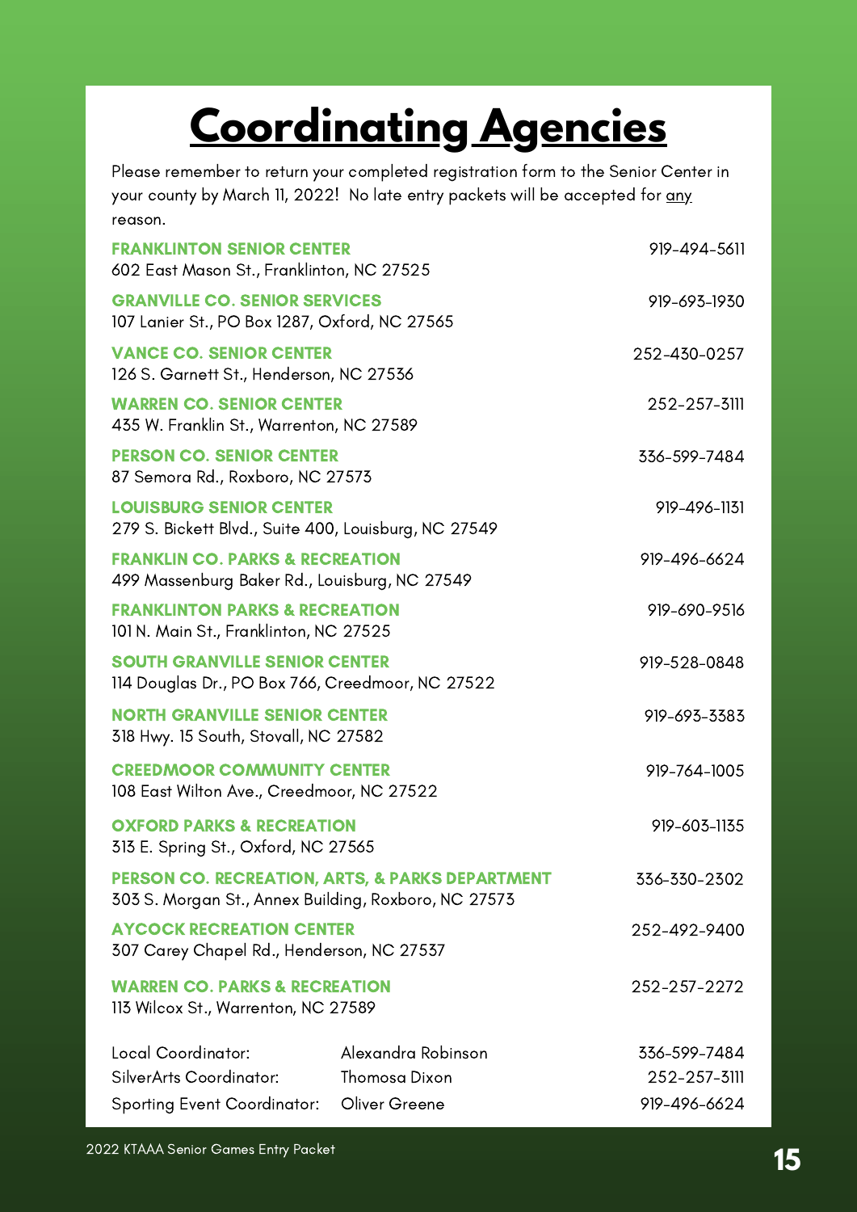# Coordinating Agencies

Please remember to return your completed registration form to the Senior Center in your county by March 11, 2022! No late entry packets will be accepted for any reason.

**FRANKLINTON SENIOR CENTER** — 919-494-5611
602 East Mason St., Franklinton, NC 27525

**GRANVILLE CO. SENIOR SERVICES** — 919-693-1930
107 Lanier St., PO Box 1287, Oxford, NC 27565

**VANCE CO. SENIOR CENTER** — 252-430-0257
126 S. Garnett St., Henderson, NC 27536

**WARREN CO. SENIOR CENTER** — 252-257-3111
435 W. Franklin St., Warrenton, NC 27589

**PERSON CO. SENIOR CENTER** — 336-599-7484
87 Semora Rd., Roxboro, NC 27573

**LOUISBURG SENIOR CENTER** — 919-496-1131
279 S. Bickett Blvd., Suite 400, Louisburg, NC 27549

**FRANKLIN CO. PARKS & RECREATION** — 919-496-6624
499 Massenburg Baker Rd., Louisburg, NC 27549

**FRANKLINTON PARKS & RECREATION** — 919-690-9516
101 N. Main St., Franklinton, NC 27525

**SOUTH GRANVILLE SENIOR CENTER** — 919-528-0848
114 Douglas Dr., PO Box 766, Creedmoor, NC 27522

**NORTH GRANVILLE SENIOR CENTER** — 919-693-3383
318 Hwy. 15 South, Stovall, NC 27582

**CREEDMOOR COMMUNITY CENTER** — 919-764-1005
108 East Wilton Ave., Creedmoor, NC 27522

**OXFORD PARKS & RECREATION** — 919-603-1135
313 E. Spring St., Oxford, NC 27565

**PERSON CO. RECREATION, ARTS, & PARKS DEPARTMENT** — 336-330-2302
303 S. Morgan St., Annex Building, Roxboro, NC 27573

**AYCOCK RECREATION CENTER** — 252-492-9400
307 Carey Chapel Rd., Henderson, NC 27537

**WARREN CO. PARKS & RECREATION** — 252-257-2272
113 Wilcox St., Warrenton, NC 27589

| | | |
|---|---|---|
| Local Coordinator: | Alexandra Robinson | 336-599-7484 |
| SilverArts Coordinator: | Thomosa Dixon | 252-257-3111 |
| Sporting Event Coordinator: | Oliver Greene | 919-496-6624 |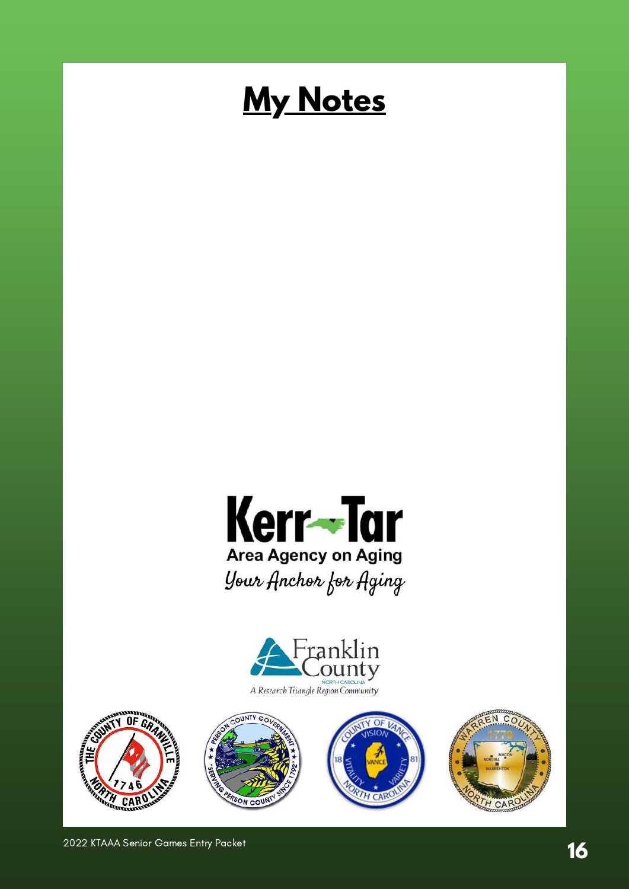# My Notes